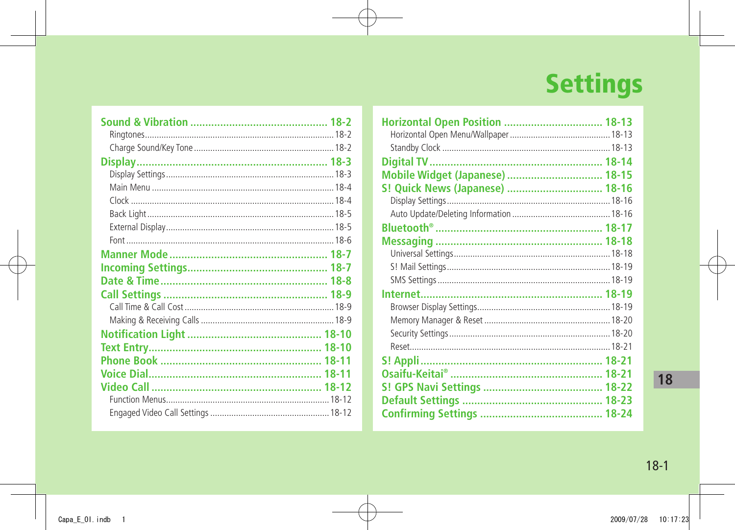# Settings

**Sound & Vibration** ........ 18-2
- Ringtones ........ 18-2
- Charge Sound/Key Tone ........ 18-2

**Display** ........ 18-3
- Display Settings ........ 18-3
- Main Menu ........ 18-4
- Clock ........ 18-4
- Back Light ........ 18-5
- External Display ........ 18-5
- Font ........ 18-6

**Manner Mode** ........ 18-7

**Incoming Settings** ........ 18-7

**Date & Time** ........ 18-8

**Call Settings** ........ 18-9
- Call Time & Call Cost ........ 18-9
- Making & Receiving Calls ........ 18-9

**Notification Light** ........ 18-10

**Text Entry** ........ 18-10

**Phone Book** ........ 18-11

**Voice Dial** ........ 18-11

**Video Call** ........ 18-12
- Function Menus ........ 18-12
- Engaged Video Call Settings ........ 18-12

**Horizontal Open Position** ........ 18-13
- Horizontal Open Menu/Wallpaper ........ 18-13
- Standby Clock ........ 18-13

**Digital TV** ........ 18-14

**Mobile Widget (Japanese)** ........ 18-15

**S! Quick News (Japanese)** ........ 18-16
- Display Settings ........ 18-16
- Auto Update/Deleting Information ........ 18-16

**Bluetooth®** ........ 18-17

**Messaging** ........ 18-18
- Universal Settings ........ 18-18
- S! Mail Settings ........ 18-19
- SMS Settings ........ 18-19

**Internet** ........ 18-19
- Browser Display Settings ........ 18-19
- Memory Manager & Reset ........ 18-20
- Security Settings ........ 18-20
- Reset ........ 18-21

**S! Appli** ........ 18-21

**Osaifu-Keitai®** ........ 18-21

**S! GPS Navi Settings** ........ 18-22

**Default Settings** ........ 18-23

**Confirming Settings** ........ 18-24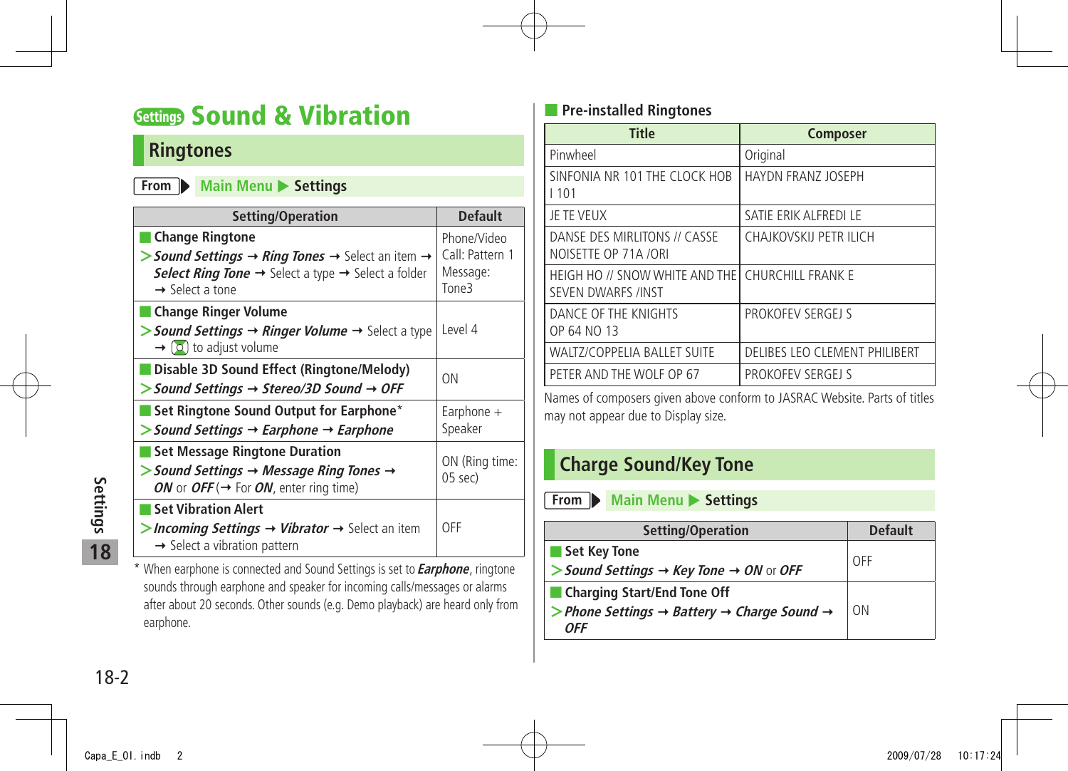# Settings Sound & Vibration

## Ringtones

**From** ▶ Main Menu ▶ Settings

| Setting/Operation | Default |
|---|---|
| **Change Ringtone**<br>> ***Sound Settings*** → ***Ring Tones*** → Select an item → ***Select Ring Tone*** → Select a type → Select a folder → Select a tone | Phone/Video Call: Pattern 1<br>Message: Tone3 |
| **Change Ringer Volume**<br>> ***Sound Settings*** → ***Ringer Volume*** → Select a type → to adjust volume | Level 4 |
| **Disable 3D Sound Effect (Ringtone/Melody)**<br>> ***Sound Settings*** → ***Stereo/3D Sound*** → ***OFF*** | ON |
| **Set Ringtone Sound Output for Earphone***<br>> ***Sound Settings*** → ***Earphone*** → ***Earphone*** | Earphone + Speaker |
| **Set Message Ringtone Duration**<br>> ***Sound Settings*** → ***Message Ring Tones*** → ***ON*** or ***OFF*** (→ For ***ON***, enter ring time) | ON (Ring time: 05 sec) |
| **Set Vibration Alert**<br>> ***Incoming Settings*** → ***Vibrator*** → Select an item → Select a vibration pattern | OFF |

* When earphone is connected and Sound Settings is set to ***Earphone***, ringtone sounds through earphone and speaker for incoming calls/messages or alarms after about 20 seconds. Other sounds (e.g. Demo playback) are heard only from earphone.

### Pre-installed Ringtones

| Title | Composer |
|---|---|
| Pinwheel | Original |
| SINFONIA NR 101 THE CLOCK HOB I 101 | HAYDN FRANZ JOSEPH |
| JE TE VEUX | SATIE ERIK ALFREDI LE |
| DANSE DES MIRLITONS // CASSE NOISETTE OP 71A /ORI | CHAJKOVSKIJ PETR ILICH |
| HEIGH HO // SNOW WHITE AND THE SEVEN DWARFS /INST | CHURCHILL FRANK E |
| DANCE OF THE KNIGHTS OP 64 NO 13 | PROKOFEV SERGEJ S |
| WALTZ/COPPELIA BALLET SUITE | DELIBES LEO CLEMENT PHILIBERT |
| PETER AND THE WOLF OP 67 | PROKOFEV SERGEJ S |

Names of composers given above conform to JASRAC Website. Parts of titles may not appear due to Display size.

## Charge Sound/Key Tone

**From** ▶ Main Menu ▶ Settings

| Setting/Operation | Default |
|---|---|
| **Set Key Tone**<br>> ***Sound Settings*** → ***Key Tone*** → ***ON*** or ***OFF*** | OFF |
| **Charging Start/End Tone Off**<br>> ***Phone Settings*** → ***Battery*** → ***Charge Sound*** → ***OFF*** | ON |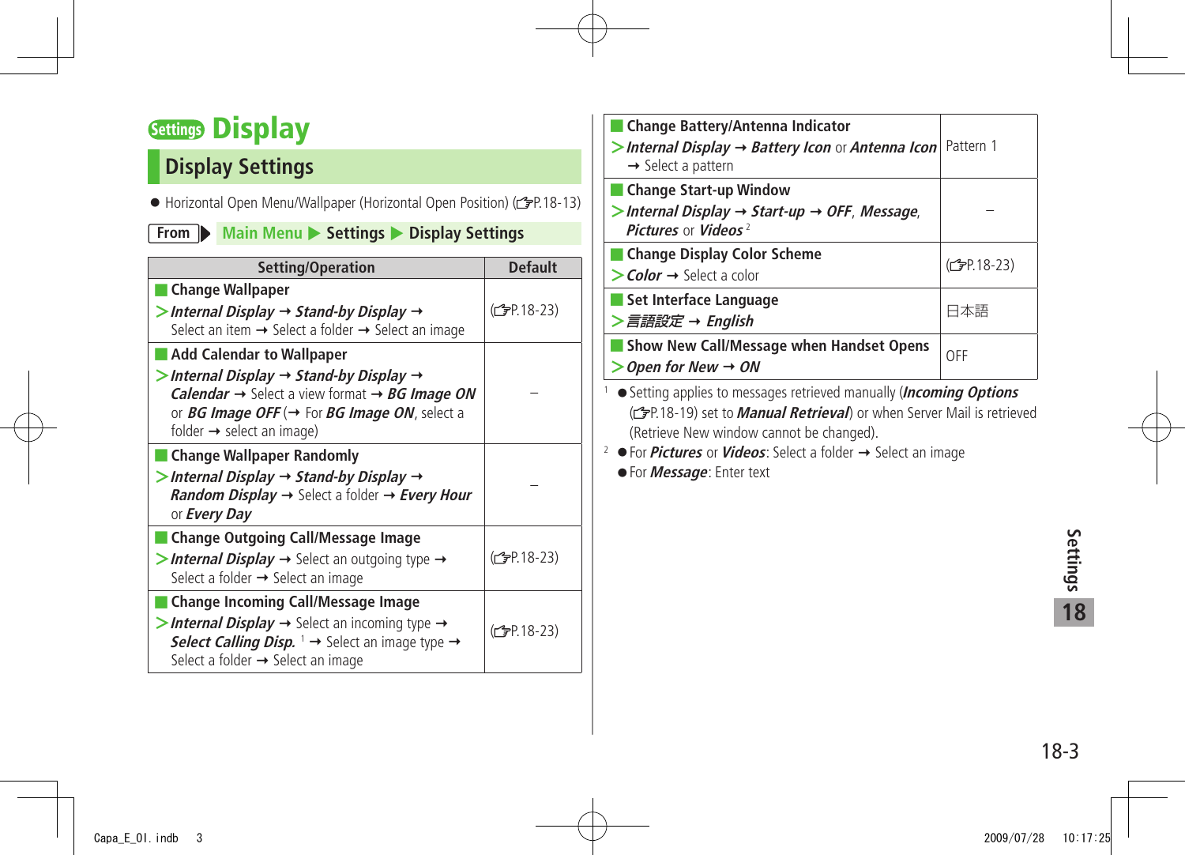# Settings Display

## Display Settings

● Horizontal Open Menu/Wallpaper (Horizontal Open Position) (☞P.18-13)

From ▶ Main Menu ▶ Settings ▶ Display Settings

| Setting/Operation | Default |
|---|---|
| **Change Wallpaper**<br>> ***Internal Display*** → ***Stand-by Display*** → Select an item → Select a folder → Select an image | (☞P.18-23) |
| **Add Calendar to Wallpaper**<br>> ***Internal Display*** → ***Stand-by Display*** → ***Calendar*** → Select a view format → ***BG Image ON*** or ***BG Image OFF*** (→ For ***BG Image ON***, select a folder → select an image) | – |
| **Change Wallpaper Randomly**<br>> ***Internal Display*** → ***Stand-by Display*** → ***Random Display*** → Select a folder → ***Every Hour*** or ***Every Day*** | – |
| **Change Outgoing Call/Message Image**<br>> ***Internal Display*** → Select an outgoing type → Select a folder → Select an image | (☞P.18-23) |
| **Change Incoming Call/Message Image**<br>> ***Internal Display*** → Select an incoming type → ***Select Calling Disp.*** [1] → Select an image type → Select a folder → Select an image | (☞P.18-23) |
| **Change Battery/Antenna Indicator**<br>> ***Internal Display*** → ***Battery Icon*** or ***Antenna Icon*** → Select a pattern | Pattern 1 |
| **Change Start-up Window**<br>> ***Internal Display*** → ***Start-up*** → ***OFF***, ***Message***, ***Pictures*** or ***Videos*** [2] | – |
| **Change Display Color Scheme**<br>> ***Color*** → Select a color | (☞P.18-23) |
| **Set Interface Language**<br>> ***言語設定*** → ***English*** | 日本語 |
| **Show New Call/Message when Handset Opens**<br>> ***Open for New*** → ***ON*** | OFF |

[1] ● Setting applies to messages retrieved manually (***Incoming Options*** (☞P.18-19) set to ***Manual Retrieval***) or when Server Mail is retrieved (Retrieve New window cannot be changed).

[2] ● For ***Pictures*** or ***Videos***: Select a folder → Select an image
● For ***Message***: Enter text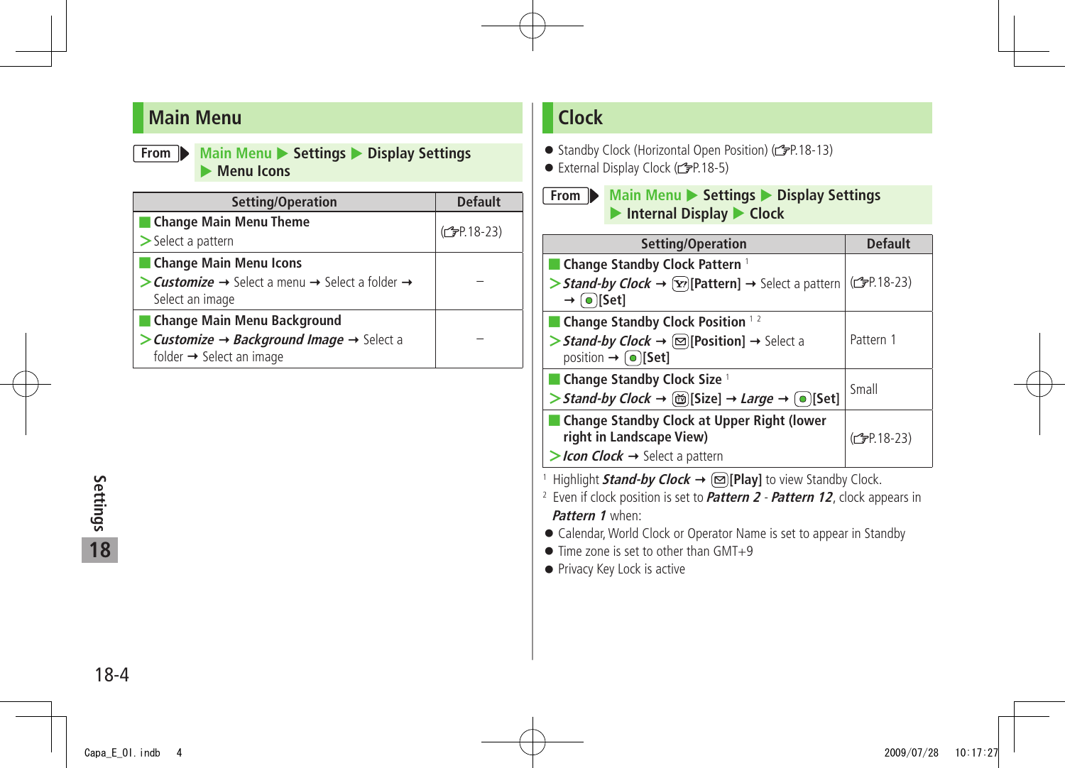## Main Menu

**From** ▶ Main Menu ▶ Settings ▶ Display Settings ▶ Menu Icons

| Setting/Operation | Default |
|---|---|
| **Change Main Menu Theme**<br>> Select a pattern | (☞P.18-23) |
| **Change Main Menu Icons**<br>> ***Customize*** → Select a menu → Select a folder → Select an image | – |
| **Change Main Menu Background**<br>> ***Customize*** → ***Background Image*** → Select a folder → Select an image | – |

## Clock

- Standby Clock (Horizontal Open Position) (☞P.18-13)
- External Display Clock (☞P.18-5)

**From** ▶ Main Menu ▶ Settings ▶ Display Settings ▶ Internal Display ▶ Clock

| Setting/Operation | Default |
|---|---|
| **Change Standby Clock Pattern** [1]<br>> ***Stand-by Clock*** → [Pattern] → Select a pattern → [Set] | (☞P.18-23) |
| **Change Standby Clock Position** [1,2]<br>> ***Stand-by Clock*** → [Position] → Select a position → [Set] | Pattern 1 |
| **Change Standby Clock Size** [1]<br>> ***Stand-by Clock*** → [Size] → ***Large*** → [Set] | Small |
| **Change Standby Clock at Upper Right (lower right in Landscape View)**<br>> ***Icon Clock*** → Select a pattern | (☞P.18-23) |

[1] Highlight ***Stand-by Clock*** → **[Play]** to view Standby Clock.

[2] Even if clock position is set to ***Pattern 2*** - ***Pattern 12***, clock appears in ***Pattern 1*** when:

- Calendar, World Clock or Operator Name is set to appear in Standby
- Time zone is set to other than GMT+9
- Privacy Key Lock is active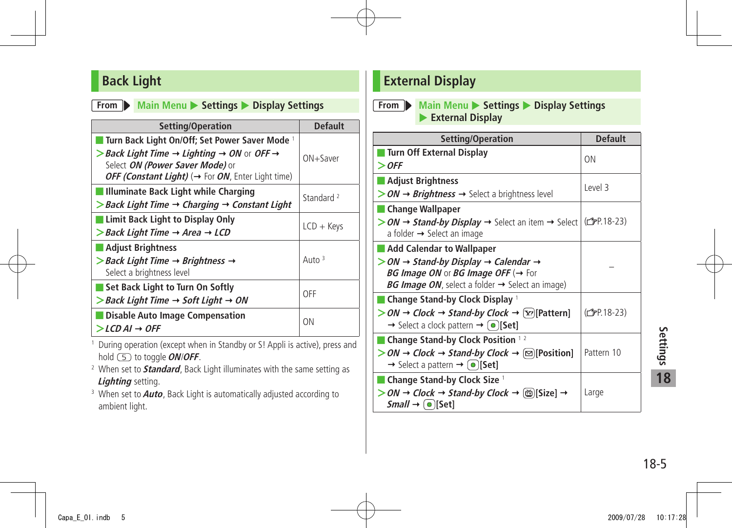## Back Light

**From** ▶ Main Menu ▶ Settings ▶ Display Settings

| Setting/Operation | Default |
| --- | --- |
| **Turn Back Light On/Off; Set Power Saver Mode** [1]<br>> ***Back Light Time*** → ***Lighting*** → ***ON*** or ***OFF*** → Select ***ON (Power Saver Mode)*** or ***OFF (Constant Light)*** (→ For ***ON***, Enter Light time) | ON+Saver |
| **Illuminate Back Light while Charging**<br>> ***Back Light Time*** → ***Charging*** → ***Constant Light*** | Standard [2] |
| **Limit Back Light to Display Only**<br>> ***Back Light Time*** → ***Area*** → ***LCD*** | LCD + Keys |
| **Adjust Brightness**<br>> ***Back Light Time*** → ***Brightness*** → Select a brightness level | Auto [3] |
| **Set Back Light to Turn On Softly**<br>> ***Back Light Time*** → ***Soft Light*** → ***ON*** | OFF |
| **Disable Auto Image Compensation**<br>> ***LCD AI*** → ***OFF*** | ON |

[1] During operation (except when in Standby or S! Appli is active), press and hold 5 to toggle ***ON***/***OFF***.

[2] When set to ***Standard***, Back Light illuminates with the same setting as ***Lighting*** setting.

[3] When set to ***Auto***, Back Light is automatically adjusted according to ambient light.

## External Display

**From** ▶ Main Menu ▶ Settings ▶ Display Settings ▶ External Display

| Setting/Operation | Default |
| --- | --- |
| **Turn Off External Display**<br>> ***OFF*** | ON |
| **Adjust Brightness**<br>> ***ON*** → ***Brightness*** → Select a brightness level | Level 3 |
| **Change Wallpaper**<br>> ***ON*** → ***Stand-by Display*** → Select an item → Select a folder → Select an image | (☞P.18-23) |
| **Add Calendar to Wallpaper**<br>> ***ON*** → ***Stand-by Display*** → ***Calendar*** → ***BG Image ON*** or ***BG Image OFF*** (→ For ***BG Image ON***, select a folder → Select an image) | – |
| **Change Stand-by Clock Display** [1]<br>> ***ON*** → ***Clock*** → ***Stand-by Clock*** → **[Pattern]** → Select a clock pattern → **[Set]** | (☞P.18-23) |
| **Change Stand-by Clock Position** [1 2]<br>> ***ON*** → ***Clock*** → ***Stand-by Clock*** → **[Position]** → Select a pattern → **[Set]** | Pattern 10 |
| **Change Stand-by Clock Size** [1]<br>> ***ON*** → ***Clock*** → ***Stand-by Clock*** → **[Size]** → ***Small*** → **[Set]** | Large |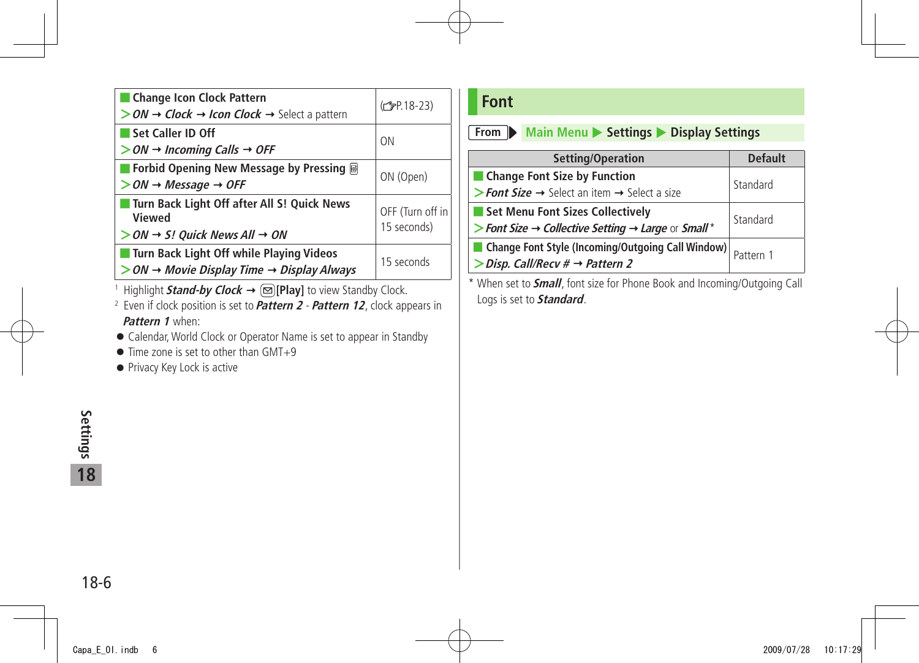| | |
|---|---|
| **Change Icon Clock Pattern** > *ON* → *Clock* → *Icon Clock* → Select a pattern | (☞P.18-23) |
| **Set Caller ID Off** > *ON* → *Incoming Calls* → *OFF* | ON |
| **Forbid Opening New Message by Pressing** > *ON* → *Message* → *OFF* | ON (Open) |
| **Turn Back Light Off after All S! Quick News Viewed** > *ON* → *S! Quick News All* → *ON* | OFF (Turn off in 15 seconds) |
| **Turn Back Light Off while Playing Videos** > *ON* → *Movie Display Time* → *Display Always* | 15 seconds |

[1] Highlight ***Stand-by Clock*** → **[Play]** to view Standby Clock.

[2] Even if clock position is set to ***Pattern 2*** - ***Pattern 12***, clock appears in ***Pattern 1*** when:

- Calendar, World Clock or Operator Name is set to appear in Standby
- Time zone is set to other than GMT+9
- Privacy Key Lock is active

## Font

**From** ▶ Main Menu ▶ Settings ▶ Display Settings

| Setting/Operation | Default |
|---|---|
| **Change Font Size by Function** > *Font Size* → Select an item → Select a size | Standard |
| **Set Menu Font Sizes Collectively** > *Font Size* → *Collective Setting* → *Large* or *Small* * | Standard |
| **Change Font Style (Incoming/Outgoing Call Window)** > *Disp. Call/Recv #* → *Pattern 2* | Pattern 1 |

\* When set to ***Small***, font size for Phone Book and Incoming/Outgoing Call Logs is set to ***Standard***.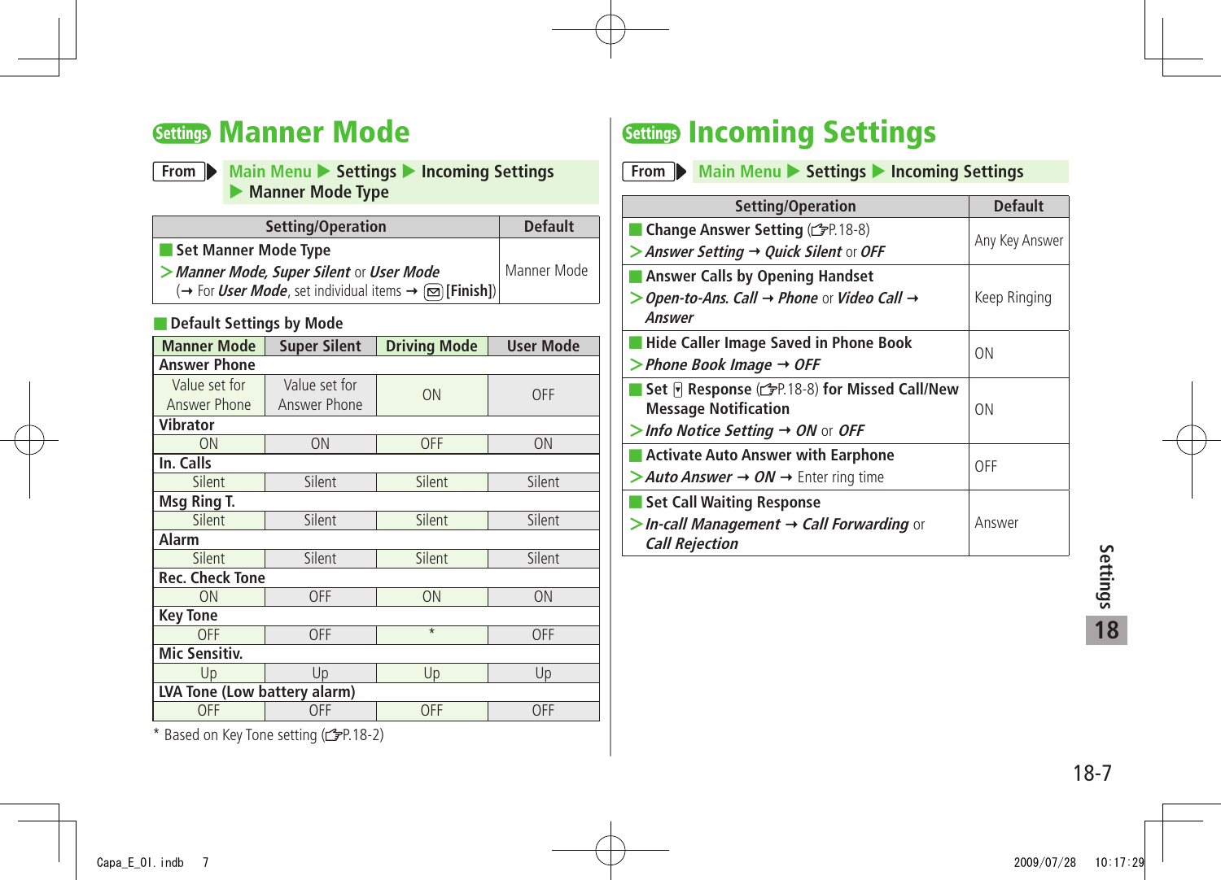# Settings Manner Mode

From ▶ Main Menu ▶ Settings ▶ Incoming Settings ▶ Manner Mode Type

| Setting/Operation | Default |
|---|---|
| ■ **Set Manner Mode Type**<br>> ***Manner Mode, Super Silent*** or ***User Mode***<br>(→ For ***User Mode***, set individual items → ✉ **[Finish]**) | Manner Mode |

### ■ Default Settings by Mode

| Manner Mode | Super Silent | Driving Mode | User Mode |
|---|---|---|---|
| **Answer Phone** | | | |
| Value set for Answer Phone | Value set for Answer Phone | ON | OFF |
| **Vibrator** | | | |
| ON | ON | OFF | ON |
| **In. Calls** | | | |
| Silent | Silent | Silent | Silent |
| **Msg Ring T.** | | | |
| Silent | Silent | Silent | Silent |
| **Alarm** | | | |
| Silent | Silent | Silent | Silent |
| **Rec. Check Tone** | | | |
| ON | OFF | ON | ON |
| **Key Tone** | | | |
| OFF | OFF | * | OFF |
| **Mic Sensitiv.** | | | |
| Up | Up | Up | Up |
| **LVA Tone (Low battery alarm)** | | | |
| OFF | OFF | OFF | OFF |

* Based on Key Tone setting (☞P.18-2)

# Settings Incoming Settings

From ▶ Main Menu ▶ Settings ▶ Incoming Settings

| Setting/Operation | Default |
|---|---|
| ■ **Change Answer Setting** (☞P.18-8)<br>> ***Answer Setting*** → ***Quick Silent*** or ***OFF*** | Any Key Answer |
| ■ **Answer Calls by Opening Handset**<br>> ***Open-to-Ans. Call*** → ***Phone*** or ***Video Call*** → ***Answer*** | Keep Ringing |
| ■ **Hide Caller Image Saved in Phone Book**<br>> ***Phone Book Image*** → ***OFF*** | ON |
| ■ **Set** ▾ **Response** (☞P.18-8) **for Missed Call/New Message Notification**<br>> ***Info Notice Setting*** → ***ON*** or ***OFF*** | ON |
| ■ **Activate Auto Answer with Earphone**<br>> ***Auto Answer*** → ***ON*** → Enter ring time | OFF |
| ■ **Set Call Waiting Response**<br>> ***In-call Management*** → ***Call Forwarding*** or ***Call Rejection*** | Answer |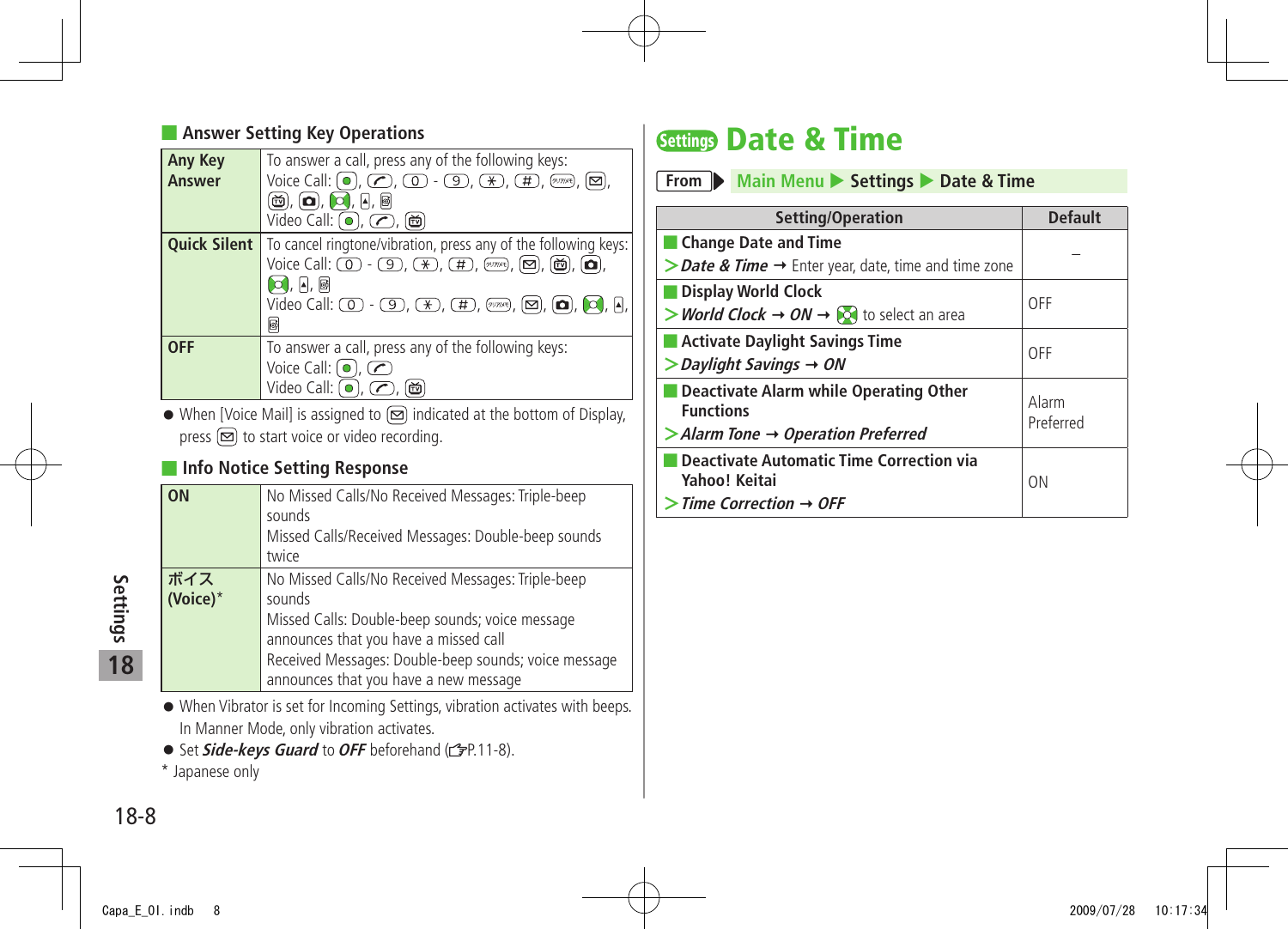## Answer Setting Key Operations

| | |
|---|---|
| **Any Key Answer** | To answer a call, press any of the following keys:<br>Voice Call: ●, ⌒, 0 - 9, *, #, クリア/メモ, ✉, 📺, 📷, ⊠, ▲, ▣<br>Video Call: ●, ⌒, 📺 |
| **Quick Silent** | To cancel ringtone/vibration, press any of the following keys:<br>Voice Call: 0 - 9, *, #, クリア/メモ, ✉, 📺, 📷, ⊠, ▲, ▣<br>Video Call: 0 - 9, *, #, クリア/メモ, ✉, 📷, ⊠, ▲, ▣ |
| **OFF** | To answer a call, press any of the following keys:<br>Voice Call: ●, ⌒<br>Video Call: ●, ⌒, 📺 |

- When [Voice Mail] is assigned to ✉ indicated at the bottom of Display, press ✉ to start voice or video recording.

## Info Notice Setting Response

| | |
|---|---|
| **ON** | No Missed Calls/No Received Messages: Triple-beep sounds<br>Missed Calls/Received Messages: Double-beep sounds twice |
| **ボイス (Voice)*** | No Missed Calls/No Received Messages: Triple-beep sounds<br>Missed Calls: Double-beep sounds; voice message announces that you have a missed call<br>Received Messages: Double-beep sounds; voice message announces that you have a new message |

- When Vibrator is set for Incoming Settings, vibration activates with beeps. In Manner Mode, only vibration activates.
- Set ***Side-keys Guard*** to ***OFF*** beforehand (☞P.11-8).

\* Japanese only

# Settings Date & Time

**From** ▶ Main Menu ▶ Settings ▶ Date & Time

| Setting/Operation | Default |
|---|---|
| **Change Date and Time**<br>> ***Date & Time*** → Enter year, date, time and time zone | – |
| **Display World Clock**<br>> ***World Clock*** → ***ON*** → ⊠ to select an area | OFF |
| **Activate Daylight Savings Time**<br>> ***Daylight Savings*** → ***ON*** | OFF |
| **Deactivate Alarm while Operating Other Functions**<br>> ***Alarm Tone*** → ***Operation Preferred*** | Alarm Preferred |
| **Deactivate Automatic Time Correction via Yahoo! Keitai**<br>> ***Time Correction*** → ***OFF*** | ON |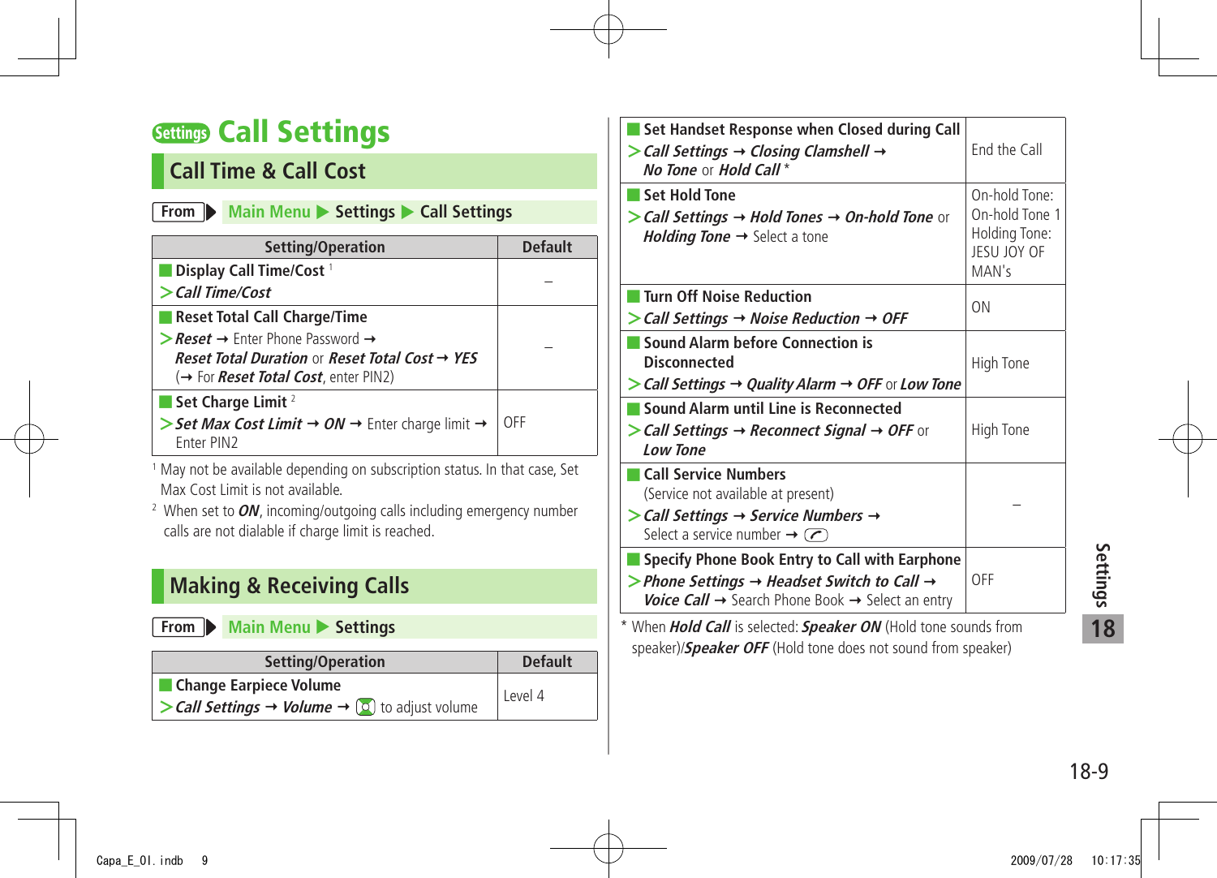# Settings Call Settings

## Call Time & Call Cost

From ▶ Main Menu ▶ Settings ▶ Call Settings

| Setting/Operation | Default |
|---|---|
| **Display Call Time/Cost**[1]<br>> ***Call Time/Cost*** | – |
| **Reset Total Call Charge/Time**<br>> ***Reset*** → Enter Phone Password → ***Reset Total Duration*** or ***Reset Total Cost*** → ***YES*** (→ For ***Reset Total Cost***, enter PIN2) | – |
| **Set Charge Limit**[2]<br>> ***Set Max Cost Limit*** → ***ON*** → Enter charge limit → Enter PIN2 | OFF |

[1] May not be available depending on subscription status. In that case, Set Max Cost Limit is not available.

[2] When set to ***ON***, incoming/outgoing calls including emergency number calls are not dialable if charge limit is reached.

## Making & Receiving Calls

From ▶ Main Menu ▶ Settings

| Setting/Operation | Default |
|---|---|
| **Change Earpiece Volume**<br>> ***Call Settings*** → ***Volume*** → ◎ to adjust volume | Level 4 |
| **Set Handset Response when Closed during Call**<br>> ***Call Settings*** → ***Closing Clamshell*** → ***No Tone*** or ***Hold Call*** * | End the Call |
| **Set Hold Tone**<br>> ***Call Settings*** → ***Hold Tones*** → ***On-hold Tone*** or ***Holding Tone*** → Select a tone | On-hold Tone: On-hold Tone 1<br>Holding Tone: JESU JOY OF MAN's |
| **Turn Off Noise Reduction**<br>> ***Call Settings*** → ***Noise Reduction*** → ***OFF*** | ON |
| **Sound Alarm before Connection is Disconnected**<br>> ***Call Settings*** → ***Quality Alarm*** → ***OFF*** or ***Low Tone*** | High Tone |
| **Sound Alarm until Line is Reconnected**<br>> ***Call Settings*** → ***Reconnect Signal*** → ***OFF*** or ***Low Tone*** | High Tone |
| **Call Service Numbers**<br>(Service not available at present)<br>> ***Call Settings*** → ***Service Numbers*** → Select a service number → (call key) | – |
| **Specify Phone Book Entry to Call with Earphone**<br>> ***Phone Settings*** → ***Headset Switch to Call*** → ***Voice Call*** → Search Phone Book → Select an entry | OFF |

\* When ***Hold Call*** is selected: ***Speaker ON*** (Hold tone sounds from speaker)/***Speaker OFF*** (Hold tone does not sound from speaker)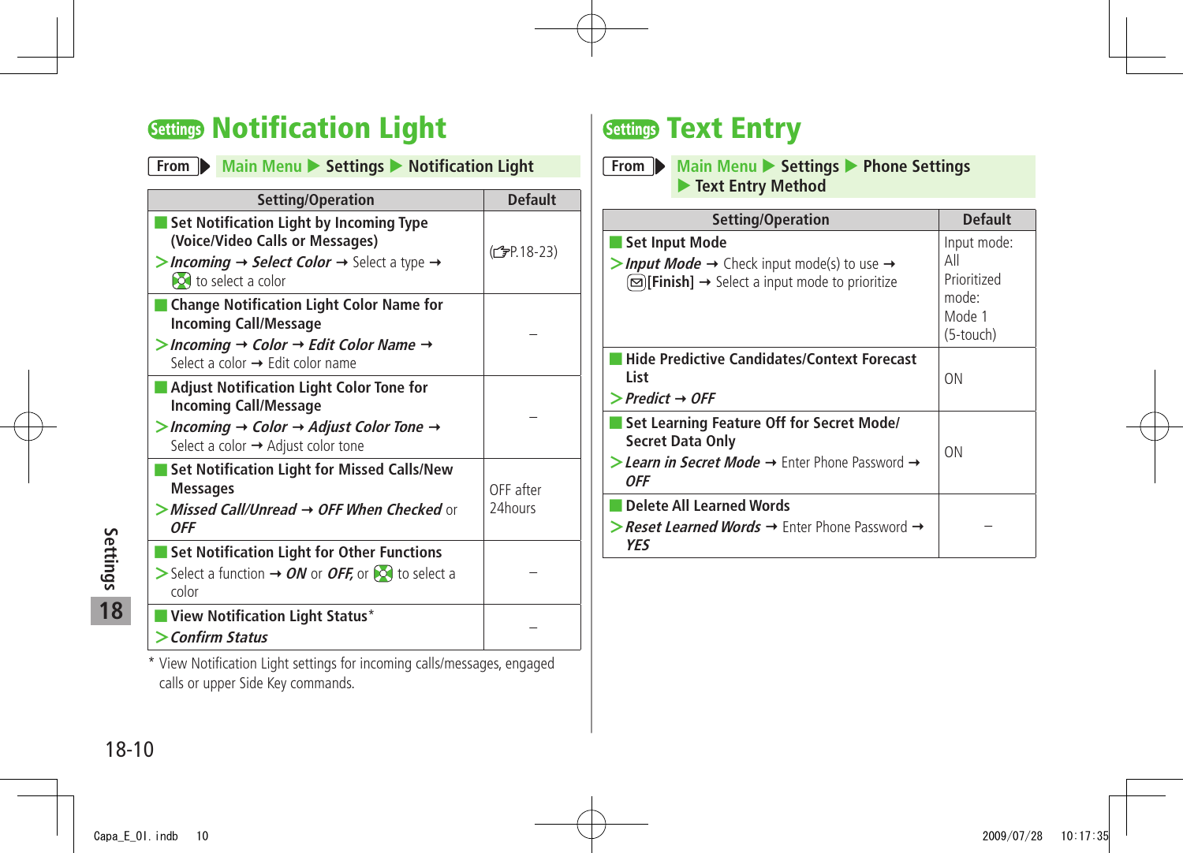## Settings Notification Light

**From** ▶ Main Menu ▶ Settings ▶ Notification Light

| Setting/Operation | Default |
|---|---|
| **Set Notification Light by Incoming Type (Voice/Video Calls or Messages)**<br>> ***Incoming*** → ***Select Color*** → Select a type → to select a color | (☞P.18-23) |
| **Change Notification Light Color Name for Incoming Call/Message**<br>> ***Incoming*** → ***Color*** → ***Edit Color Name*** → Select a color → Edit color name | – |
| **Adjust Notification Light Color Tone for Incoming Call/Message**<br>> ***Incoming*** → ***Color*** → ***Adjust Color Tone*** → Select a color → Adjust color tone | – |
| **Set Notification Light for Missed Calls/New Messages**<br>> ***Missed Call/Unread*** → ***OFF When Checked*** or ***OFF*** | OFF after 24hours |
| **Set Notification Light for Other Functions**<br>> Select a function → ***ON*** or ***OFF,*** or to select a color | – |
| **View Notification Light Status***<br>> ***Confirm Status*** | – |

* View Notification Light settings for incoming calls/messages, engaged calls or upper Side Key commands.

## Settings Text Entry

**From** ▶ Main Menu ▶ Settings ▶ Phone Settings ▶ Text Entry Method

| Setting/Operation | Default |
|---|---|
| **Set Input Mode**<br>> ***Input Mode*** → Check input mode(s) to use → **[Finish]** → Select a input mode to prioritize | Input mode: All<br>Prioritized mode: Mode 1 (5-touch) |
| **Hide Predictive Candidates/Context Forecast List**<br>> ***Predict*** → ***OFF*** | ON |
| **Set Learning Feature Off for Secret Mode/ Secret Data Only**<br>> ***Learn in Secret Mode*** → Enter Phone Password → ***OFF*** | ON |
| **Delete All Learned Words**<br>> ***Reset Learned Words*** → Enter Phone Password → ***YES*** | – |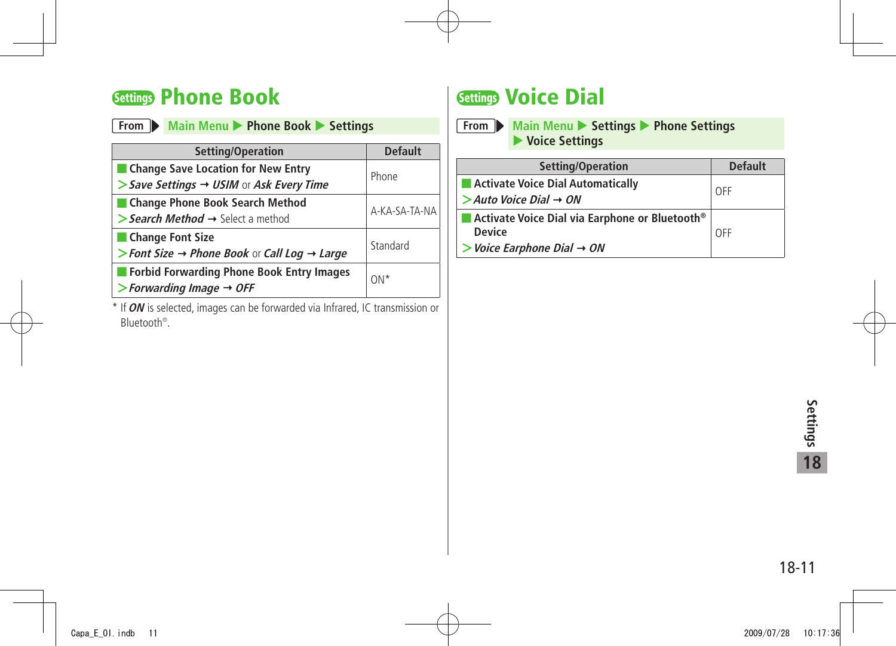## Settings Phone Book

**From** ▶ Main Menu ▶ Phone Book ▶ Settings

| Setting/Operation | Default |
|---|---|
| **Change Save Location for New Entry** <br> > ***Save Settings*** → ***USIM*** or ***Ask Every Time*** | Phone |
| **Change Phone Book Search Method** <br> > ***Search Method*** → Select a method | A-KA-SA-TA-NA |
| **Change Font Size** <br> > ***Font Size*** → ***Phone Book*** or ***Call Log*** → ***Large*** | Standard |
| **Forbid Forwarding Phone Book Entry Images** <br> > ***Forwarding Image*** → ***OFF*** | ON* |

* If ***ON*** is selected, images can be forwarded via Infrared, IC transmission or Bluetooth®.

## Settings Voice Dial

**From** ▶ Main Menu ▶ Settings ▶ Phone Settings ▶ Voice Settings

| Setting/Operation | Default |
|---|---|
| **Activate Voice Dial Automatically** <br> > ***Auto Voice Dial*** → ***ON*** | OFF |
| **Activate Voice Dial via Earphone or Bluetooth® Device** <br> > ***Voice Earphone Dial*** → ***ON*** | OFF |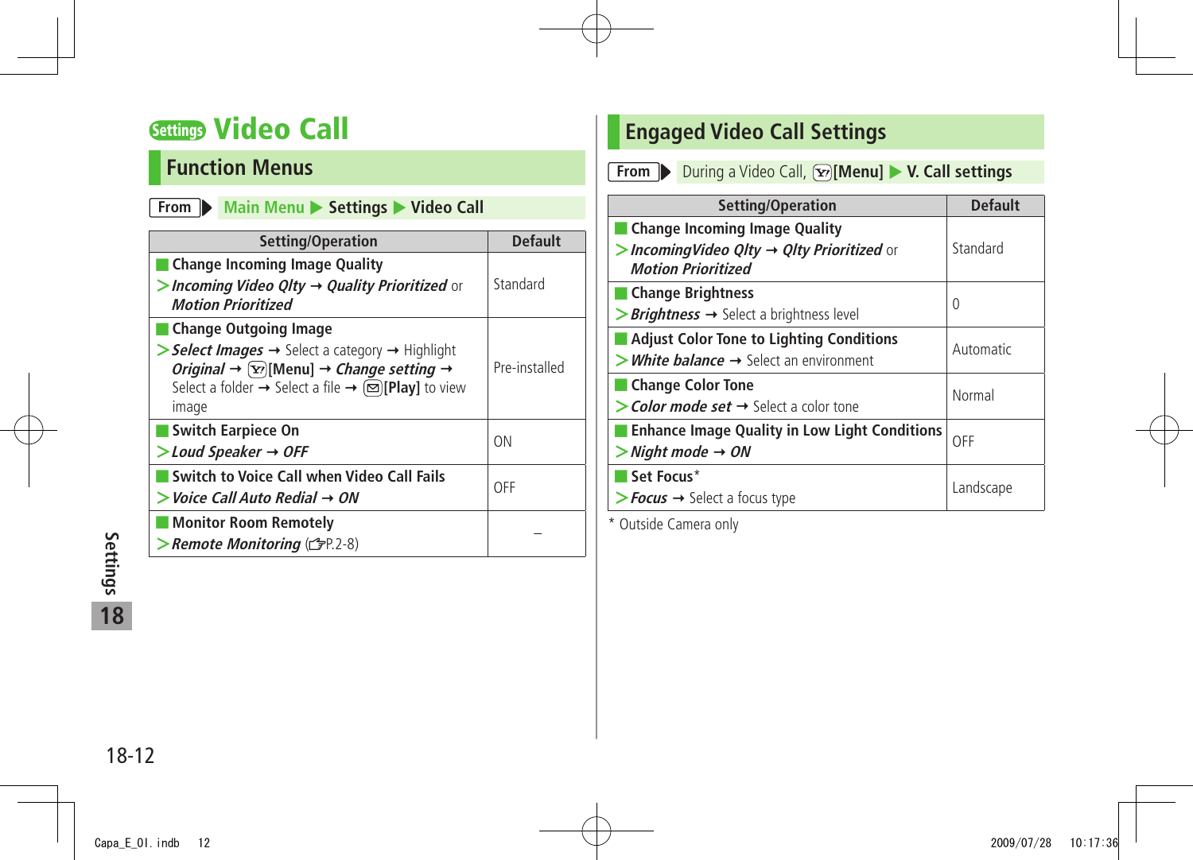# Settings Video Call

## Function Menus

From ▶ Main Menu ▶ Settings ▶ Video Call

| Setting/Operation | Default |
|---|---|
| **Change Incoming Image Quality**<br>> ***Incoming Video Qlty*** → ***Quality Prioritized*** or ***Motion Prioritized*** | Standard |
| **Change Outgoing Image**<br>> ***Select Images*** → Select a category → Highlight ***Original*** → **[Menu]** → ***Change setting*** → Select a folder → Select a file → **[Play]** to view image | Pre-installed |
| **Switch Earpiece On**<br>> ***Loud Speaker*** → ***OFF*** | ON |
| **Switch to Voice Call when Video Call Fails**<br>> ***Voice Call Auto Redial*** → ***ON*** | OFF |
| **Monitor Room Remotely**<br>> ***Remote Monitoring*** (☞P.2-8) | – |

## Engaged Video Call Settings

From ▶ During a Video Call, **[Menu]** ▶ **V. Call settings**

| Setting/Operation | Default |
|---|---|
| **Change Incoming Image Quality**<br>> ***IncomingVideo Qlty*** → ***Qlty Prioritized*** or ***Motion Prioritized*** | Standard |
| **Change Brightness**<br>> ***Brightness*** → Select a brightness level | 0 |
| **Adjust Color Tone to Lighting Conditions**<br>> ***White balance*** → Select an environment | Automatic |
| **Change Color Tone**<br>> ***Color mode set*** → Select a color tone | Normal |
| **Enhance Image Quality in Low Light Conditions**<br>> ***Night mode*** → ***ON*** | OFF |
| **Set Focus***<br>> ***Focus*** → Select a focus type | Landscape |

* Outside Camera only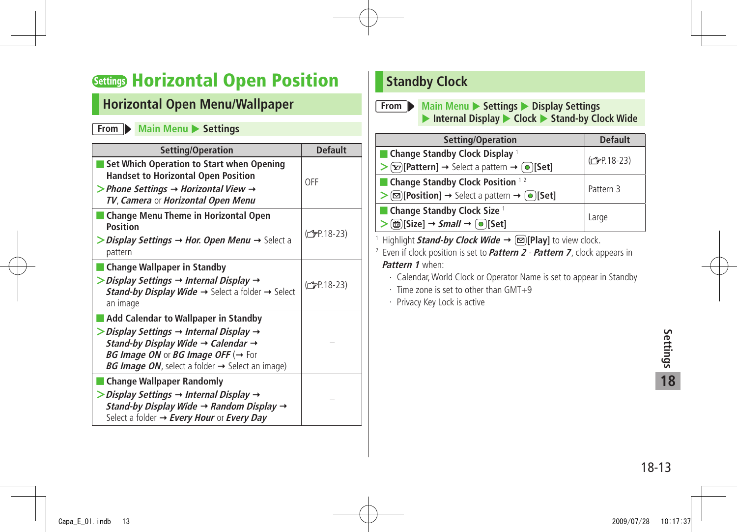# Settings Horizontal Open Position

## Horizontal Open Menu/Wallpaper

From ▶ Main Menu ▶ Settings

| Setting/Operation | Default |
|---|---|
| **Set Which Operation to Start when Opening Handset to Horizontal Open Position** > ***Phone Settings*** → ***Horizontal View*** → ***TV***, ***Camera*** or ***Horizontal Open Menu*** | OFF |
| **Change Menu Theme in Horizontal Open Position** > ***Display Settings*** → ***Hor. Open Menu*** → Select a pattern | (☞P.18-23) |
| **Change Wallpaper in Standby** > ***Display Settings*** → ***Internal Display*** → ***Stand-by Display Wide*** → Select a folder → Select an image | (☞P.18-23) |
| **Add Calendar to Wallpaper in Standby** > ***Display Settings*** → ***Internal Display*** → ***Stand-by Display Wide*** → ***Calendar*** → ***BG Image ON*** or ***BG Image OFF*** (→ For ***BG Image ON***, select a folder → Select an image) | – |
| **Change Wallpaper Randomly** > ***Display Settings*** → ***Internal Display*** → ***Stand-by Display Wide*** → ***Random Display*** → Select a folder → ***Every Hour*** or ***Every Day*** | – |

## Standby Clock

From ▶ Main Menu ▶ Settings ▶ Display Settings ▶ Internal Display ▶ Clock ▶ Stand-by Clock Wide

| Setting/Operation | Default |
|---|---|
| **Change Standby Clock Display** [1] > **[Pattern]** → Select a pattern → **[Set]** | (☞P.18-23) |
| **Change Standby Clock Position** [1,2] > **[Position]** → Select a pattern → **[Set]** | Pattern 3 |
| **Change Standby Clock Size** [1] > **[Size]** → ***Small*** → **[Set]** | Large |

[1] Highlight ***Stand-by Clock Wide*** → **[Play]** to view clock.

[2] Even if clock position is set to ***Pattern 2*** - ***Pattern 7***, clock appears in ***Pattern 1*** when:

- Calendar, World Clock or Operator Name is set to appear in Standby
- Time zone is set to other than GMT+9
- Privacy Key Lock is active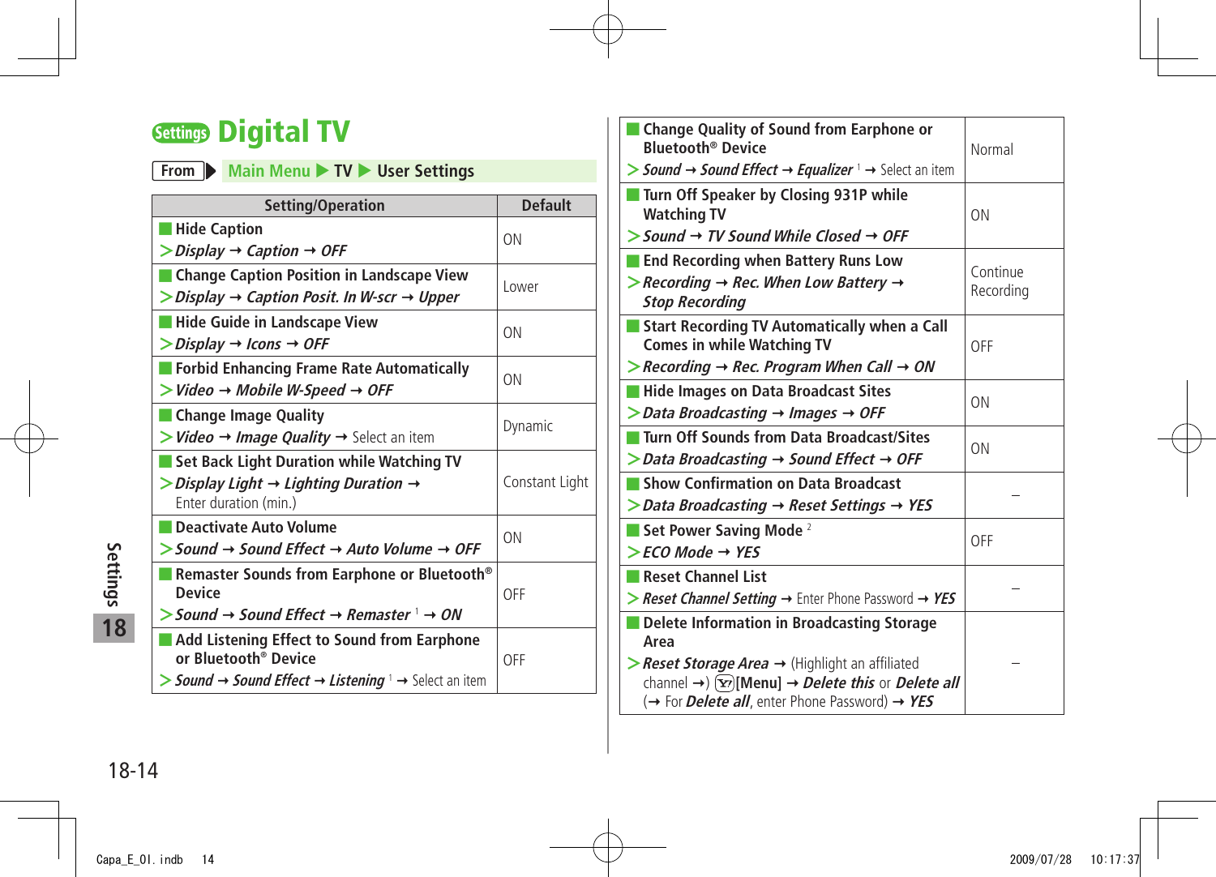# Settings Digital TV

From ▶ Main Menu ▶ TV ▶ User Settings

| Setting/Operation | Default |
|---|---|
| **Hide Caption**<br>> *Display* → *Caption* → *OFF* | ON |
| **Change Caption Position in Landscape View**<br>> *Display* → *Caption Posit. In W-scr* → *Upper* | Lower |
| **Hide Guide in Landscape View**<br>> *Display* → *Icons* → *OFF* | ON |
| **Forbid Enhancing Frame Rate Automatically**<br>> *Video* → *Mobile W-Speed* → *OFF* | ON |
| **Change Image Quality**<br>> *Video* → *Image Quality* → Select an item | Dynamic |
| **Set Back Light Duration while Watching TV**<br>> *Display Light* → *Lighting Duration* → Enter duration (min.) | Constant Light |
| **Deactivate Auto Volume**<br>> *Sound* → *Sound Effect* → *Auto Volume* → *OFF* | ON |
| **Remaster Sounds from Earphone or Bluetooth® Device**<br>> *Sound* → *Sound Effect* → *Remaster* [1] → *ON* | OFF |
| **Add Listening Effect to Sound from Earphone or Bluetooth® Device**<br>> *Sound* → *Sound Effect* → *Listening* [1] → Select an item | OFF |
| **Change Quality of Sound from Earphone or Bluetooth® Device**<br>> *Sound* → *Sound Effect* → *Equalizer* [1] → Select an item | Normal |
| **Turn Off Speaker by Closing 931P while Watching TV**<br>> *Sound* → *TV Sound While Closed* → *OFF* | ON |
| **End Recording when Battery Runs Low**<br>> *Recording* → *Rec. When Low Battery* → *Stop Recording* | Continue Recording |
| **Start Recording TV Automatically when a Call Comes in while Watching TV**<br>> *Recording* → *Rec. Program When Call* → *ON* | OFF |
| **Hide Images on Data Broadcast Sites**<br>> *Data Broadcasting* → *Images* → *OFF* | ON |
| **Turn Off Sounds from Data Broadcast/Sites**<br>> *Data Broadcasting* → *Sound Effect* → *OFF* | ON |
| **Show Confirmation on Data Broadcast**<br>> *Data Broadcasting* → *Reset Settings* → *YES* | – |
| **Set Power Saving Mode** [2]<br>> *ECO Mode* → *YES* | OFF |
| **Reset Channel List**<br>> *Reset Channel Setting* → Enter Phone Password → *YES* | – |
| **Delete Information in Broadcasting Storage Area**<br>> *Reset Storage Area* → (Highlight an affiliated channel →) [Menu] → *Delete this* or *Delete all* (→ For *Delete all*, enter Phone Password) → *YES* | – |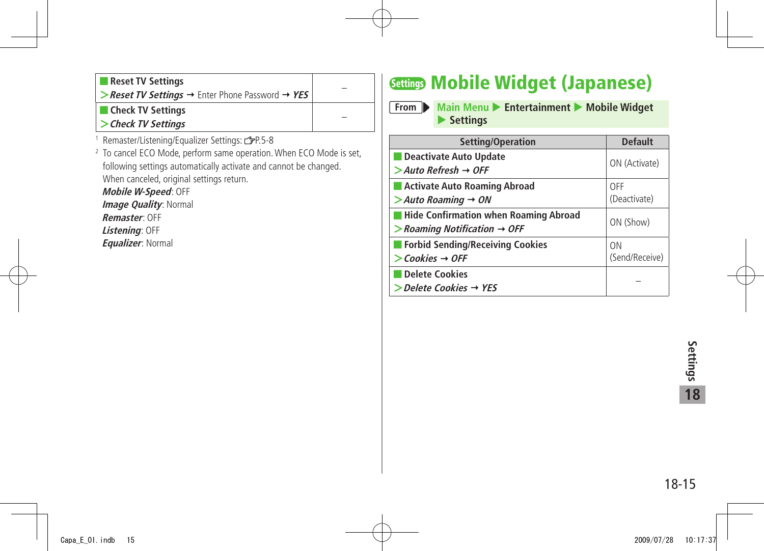| | |
|---|---|
| **Reset TV Settings**<br>> ***Reset TV Settings*** → Enter Phone Password → ***YES*** | – |
| **Check TV Settings**<br>> ***Check TV Settings*** | – |

[1] Remasters/Listening/Equalizer Settings: ☞P.5-8

[2] To cancel ECO Mode, perform same operation. When ECO Mode is set, following settings automatically activate and cannot be changed. When canceled, original settings return.
***Mobile W-Speed***: OFF
***Image Quality***: Normal
***Remaster***: OFF
***Listening***: OFF
***Equalizer***: Normal

# Settings Mobile Widget (Japanese)

**From** **Main Menu ▶ Entertainment ▶ Mobile Widget ▶ Settings**

| Setting/Operation | Default |
|---|---|
| **Deactivate Auto Update**<br>> ***Auto Refresh → OFF*** | ON (Activate) |
| **Activate Auto Roaming Abroad**<br>> ***Auto Roaming → ON*** | OFF (Deactivate) |
| **Hide Confirmation when Roaming Abroad**<br>> ***Roaming Notification → OFF*** | ON (Show) |
| **Forbid Sending/Receiving Cookies**<br>> ***Cookies → OFF*** | ON (Send/Receive) |
| **Delete Cookies**<br>> ***Delete Cookies → YES*** | – |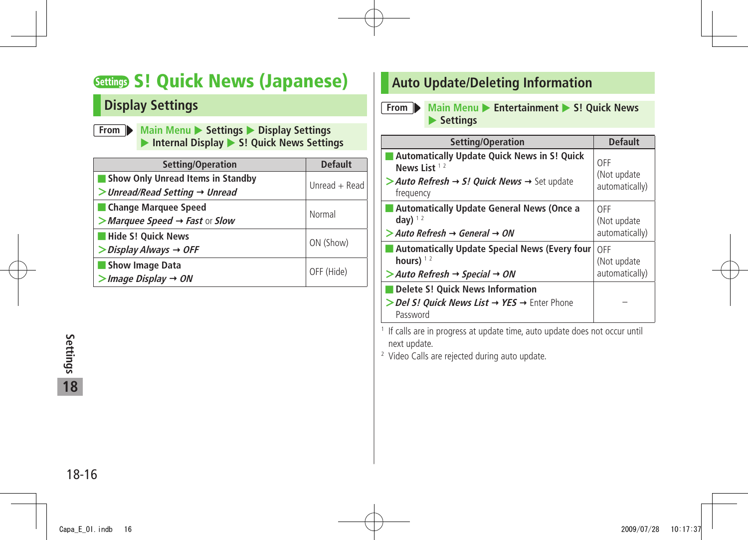# Settings S! Quick News (Japanese)

## Display Settings

From Main Menu ▶ Settings ▶ Display Settings ▶ Internal Display ▶ S! Quick News Settings

| Setting/Operation | Default |
|---|---|
| **Show Only Unread Items in Standby** > ***Unread/Read Setting*** → ***Unread*** | Unread + Read |
| **Change Marquee Speed** > ***Marquee Speed*** → ***Fast*** or ***Slow*** | Normal |
| **Hide S! Quick News** > ***Display Always*** → ***OFF*** | ON (Show) |
| **Show Image Data** > ***Image Display*** → ***ON*** | OFF (Hide) |

## Auto Update/Deleting Information

From Main Menu ▶ Entertainment ▶ S! Quick News ▶ Settings

| Setting/Operation | Default |
|---|---|
| **Automatically Update Quick News in S! Quick News List** [1 2] > ***Auto Refresh*** → ***S! Quick News*** → Set update frequency | OFF (Not update automatically) |
| **Automatically Update General News (Once a day)** [1 2] > ***Auto Refresh*** → ***General*** → ***ON*** | OFF (Not update automatically) |
| **Automatically Update Special News (Every four hours)** [1 2] > ***Auto Refresh*** → ***Special*** → ***ON*** | OFF (Not update automatically) |
| **Delete S! Quick News Information** > ***Del S! Quick News List*** → ***YES*** → Enter Phone Password | – |

[1] If calls are in progress at update time, auto update does not occur until next update.

[2] Video Calls are rejected during auto update.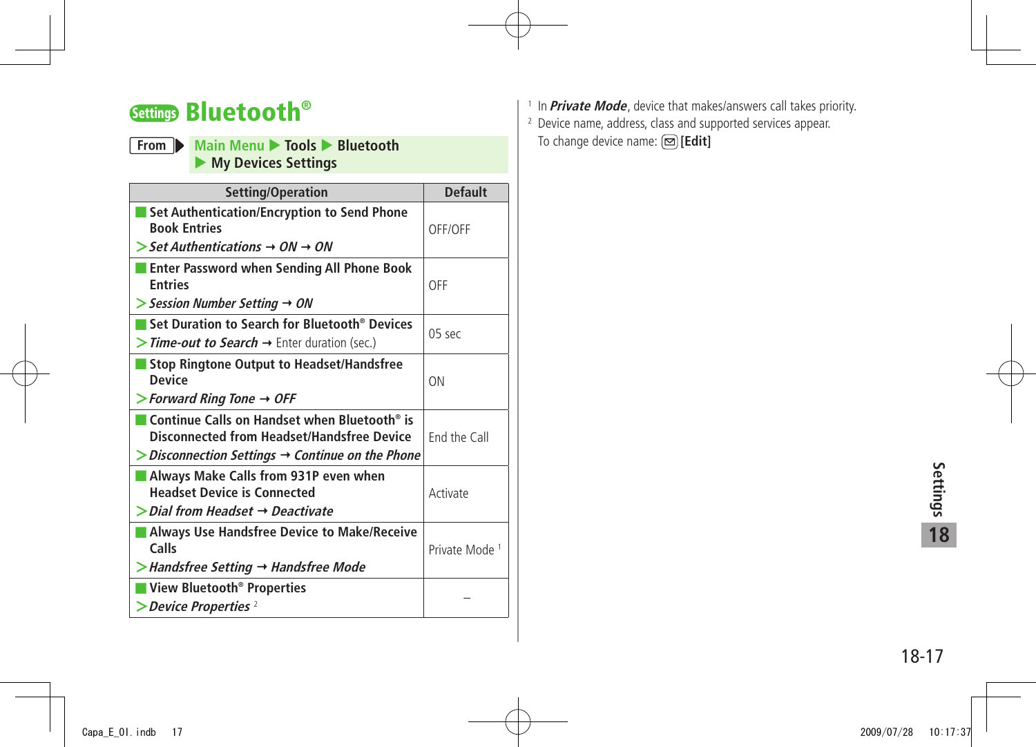# Settings Bluetooth®

**From** ▶ Main Menu ▶ Tools ▶ Bluetooth ▶ My Devices Settings

| Setting/Operation | Default |
|---|---|
| **Set Authentication/Encryption to Send Phone Book Entries**<br>> *Set Authentications* → *ON* → *ON* | OFF/OFF |
| **Enter Password when Sending All Phone Book Entries**<br>> *Session Number Setting* → *ON* | OFF |
| **Set Duration to Search for Bluetooth® Devices**<br>> *Time-out to Search* → Enter duration (sec.) | 05 sec |
| **Stop Ringtone Output to Headset/Handsfree Device**<br>> *Forward Ring Tone* → *OFF* | ON |
| **Continue Calls on Handset when Bluetooth® is Disconnected from Headset/Handsfree Device**<br>> *Disconnection Settings* → *Continue on the Phone* | End the Call |
| **Always Make Calls from 931P even when Headset Device is Connected**<br>> *Dial from Headset* → *Deactivate* | Activate |
| **Always Use Handsfree Device to Make/Receive Calls**<br>> *Handsfree Setting* → *Handsfree Mode* | Private Mode [1] |
| **View Bluetooth® Properties**<br>> *Device Properties* [2] | – |

[1] In ***Private Mode***, device that makes/answers call takes priority.

[2] Device name, address, class and supported services appear.
To change device name: (✉) **[Edit]**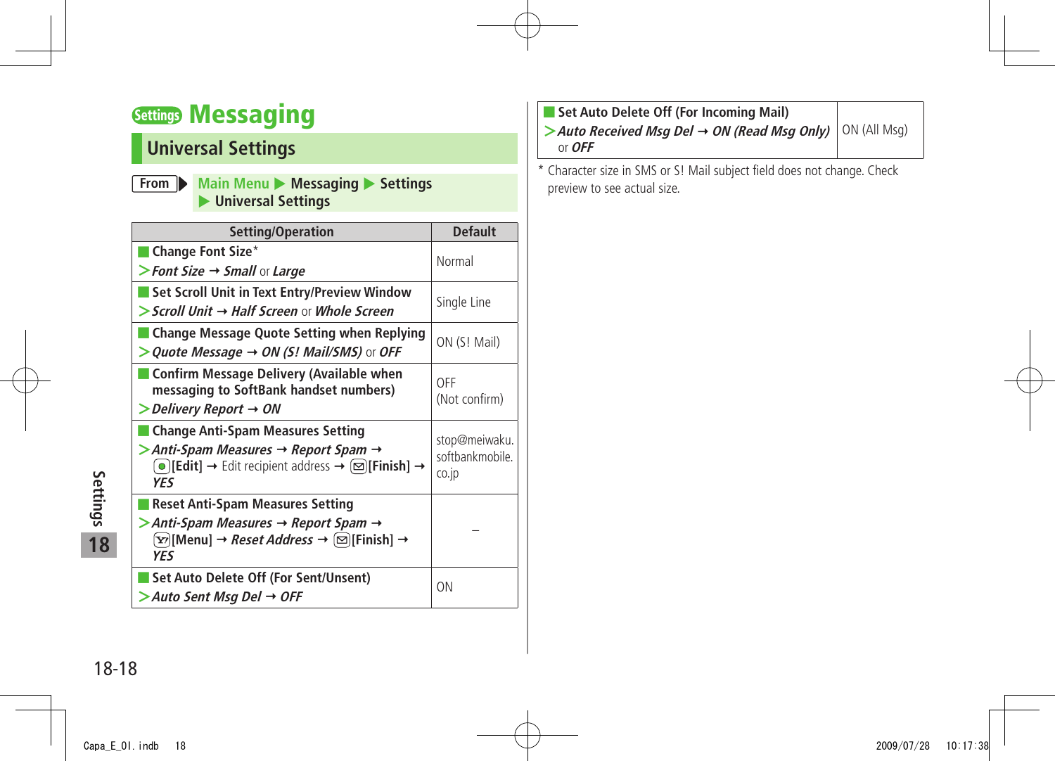# Settings Messaging

## Universal Settings

From ▶ Main Menu ▶ Messaging ▶ Settings ▶ Universal Settings

| Setting/Operation | Default |
|---|---|
| **Change Font Size*** > *Font Size* → *Small* or *Large* | Normal |
| **Set Scroll Unit in Text Entry/Preview Window** > *Scroll Unit* → *Half Screen* or *Whole Screen* | Single Line |
| **Change Message Quote Setting when Replying** > *Quote Message* → *ON (S! Mail/SMS)* or *OFF* | ON (S! Mail) |
| **Confirm Message Delivery (Available when messaging to SoftBank handset numbers)** > *Delivery Report* → *ON* | OFF (Not confirm) |
| **Change Anti-Spam Measures Setting** > *Anti-Spam Measures* → *Report Spam* → [Edit] → Edit recipient address → [Finish] → *YES* | stop@meiwaku.softbankmobile.co.jp |
| **Reset Anti-Spam Measures Setting** > *Anti-Spam Measures* → *Report Spam* → [Menu] → *Reset Address* → [Finish] → *YES* | – |
| **Set Auto Delete Off (For Sent/Unsent)** > *Auto Sent Msg Del* → *OFF* | ON |
| **Set Auto Delete Off (For Incoming Mail)** > *Auto Received Msg Del* → *ON (Read Msg Only)* or *OFF* | ON (All Msg) |

\* Character size in SMS or S! Mail subject field does not change. Check preview to see actual size.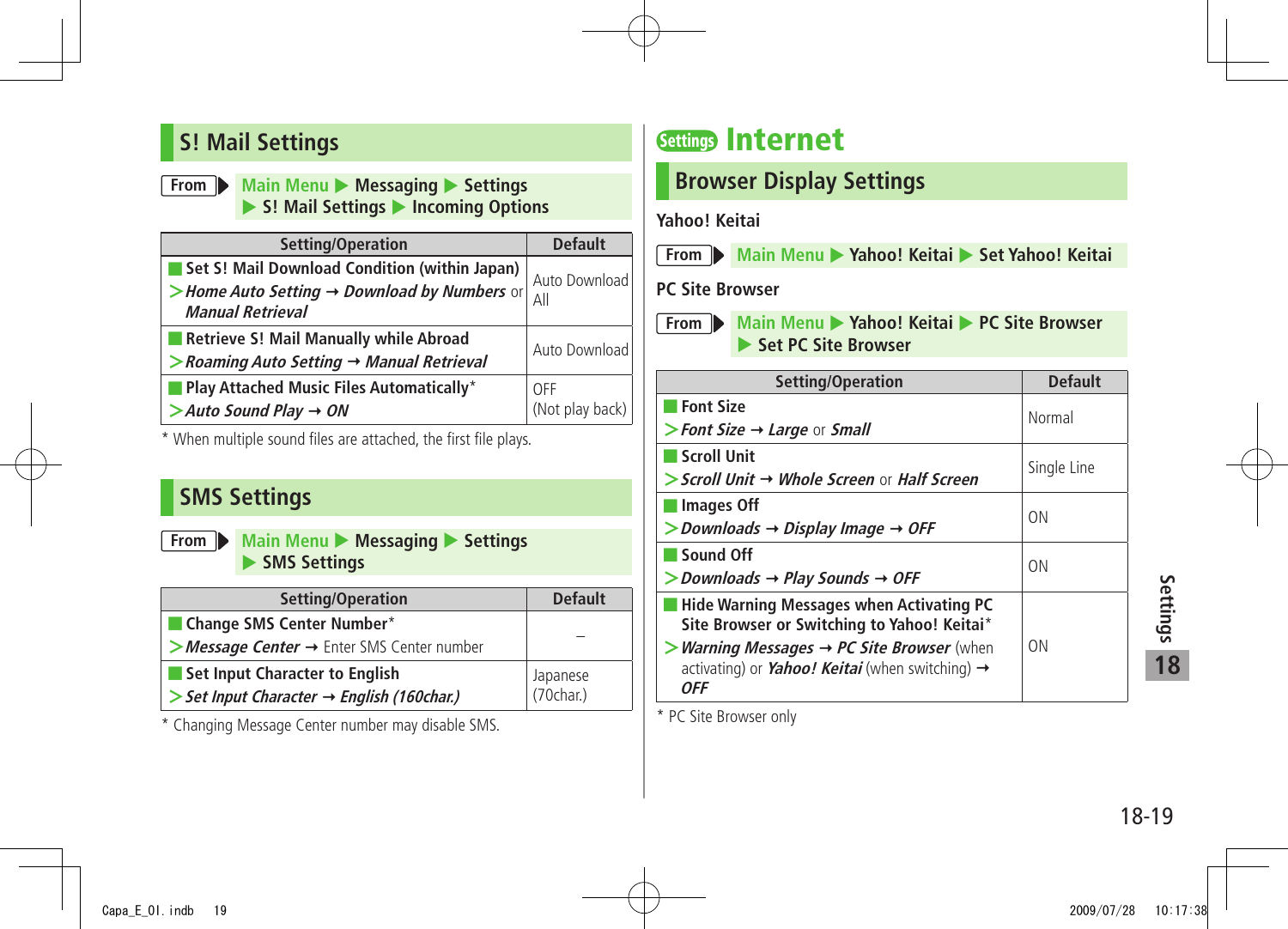## S! Mail Settings

**From** ▶ Main Menu ▶ Messaging ▶ Settings ▶ S! Mail Settings ▶ Incoming Options

| Setting/Operation | Default |
|---|---|
| **Set S! Mail Download Condition (within Japan)**<br>> *Home Auto Setting* → *Download by Numbers* or *Manual Retrieval* | Auto Download All |
| **Retrieve S! Mail Manually while Abroad**<br>> *Roaming Auto Setting* → *Manual Retrieval* | Auto Download |
| **Play Attached Music Files Automatically***<br>> *Auto Sound Play* → *ON* | OFF (Not play back) |

* When multiple sound files are attached, the first file plays.

## SMS Settings

**From** ▶ Main Menu ▶ Messaging ▶ Settings ▶ SMS Settings

| Setting/Operation | Default |
|---|---|
| **Change SMS Center Number***<br>> *Message Center* → Enter SMS Center number | – |
| **Set Input Character to English**<br>> *Set Input Character* → *English (160char.)* | Japanese (70char.) |

* Changing Message Center number may disable SMS.

# Settings Internet

## Browser Display Settings

**Yahoo! Keitai**

**From** ▶ Main Menu ▶ Yahoo! Keitai ▶ Set Yahoo! Keitai

**PC Site Browser**

**From** ▶ Main Menu ▶ Yahoo! Keitai ▶ PC Site Browser ▶ Set PC Site Browser

| Setting/Operation | Default |
|---|---|
| **Font Size**<br>> *Font Size* → *Large* or *Small* | Normal |
| **Scroll Unit**<br>> *Scroll Unit* → *Whole Screen* or *Half Screen* | Single Line |
| **Images Off**<br>> *Downloads* → *Display Image* → *OFF* | ON |
| **Sound Off**<br>> *Downloads* → *Play Sounds* → *OFF* | ON |
| **Hide Warning Messages when Activating PC Site Browser or Switching to Yahoo! Keitai***<br>> *Warning Messages* → *PC Site Browser* (when activating) or *Yahoo! Keitai* (when switching) → *OFF* | ON |

* PC Site Browser only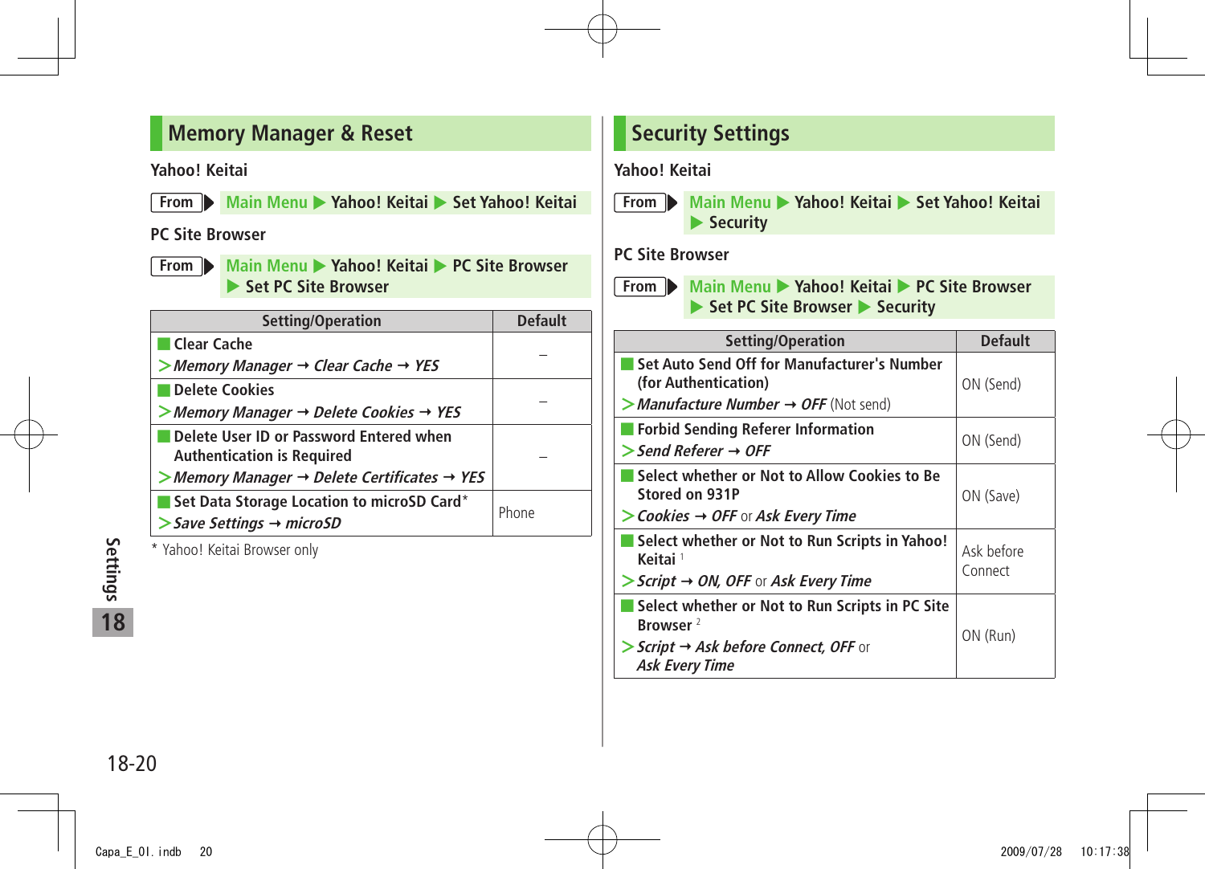## Memory Manager & Reset

**Yahoo! Keitai**

From ▶ Main Menu ▶ Yahoo! Keitai ▶ Set Yahoo! Keitai

**PC Site Browser**

From ▶ Main Menu ▶ Yahoo! Keitai ▶ PC Site Browser ▶ Set PC Site Browser

| Setting/Operation | Default |
|---|---|
| **Clear Cache**<br>> *Memory Manager* → *Clear Cache* → *YES* | – |
| **Delete Cookies**<br>> *Memory Manager* → *Delete Cookies* → *YES* | – |
| **Delete User ID or Password Entered when Authentication is Required**<br>> *Memory Manager* → *Delete Certificates* → *YES* | – |
| **Set Data Storage Location to microSD Card***<br>> *Save Settings* → *microSD* | Phone |

* Yahoo! Keitai Browser only

## Security Settings

**Yahoo! Keitai**

From ▶ Main Menu ▶ Yahoo! Keitai ▶ Set Yahoo! Keitai ▶ Security

**PC Site Browser**

From ▶ Main Menu ▶ Yahoo! Keitai ▶ PC Site Browser ▶ Set PC Site Browser ▶ Security

| Setting/Operation | Default |
|---|---|
| **Set Auto Send Off for Manufacturer's Number (for Authentication)**<br>> *Manufacture Number* → *OFF* (Not send) | ON (Send) |
| **Forbid Sending Referer Information**<br>> *Send Referer* → *OFF* | ON (Send) |
| **Select whether or Not to Allow Cookies to Be Stored on 931P**<br>> *Cookies* → *OFF* or *Ask Every Time* | ON (Save) |
| **Select whether or Not to Run Scripts in Yahoo! Keitai** [1]<br>> *Script* → *ON, OFF* or *Ask Every Time* | Ask before Connect |
| **Select whether or Not to Run Scripts in PC Site Browser** [2]<br>> *Script* → *Ask before Connect, OFF* or *Ask Every Time* | ON (Run) |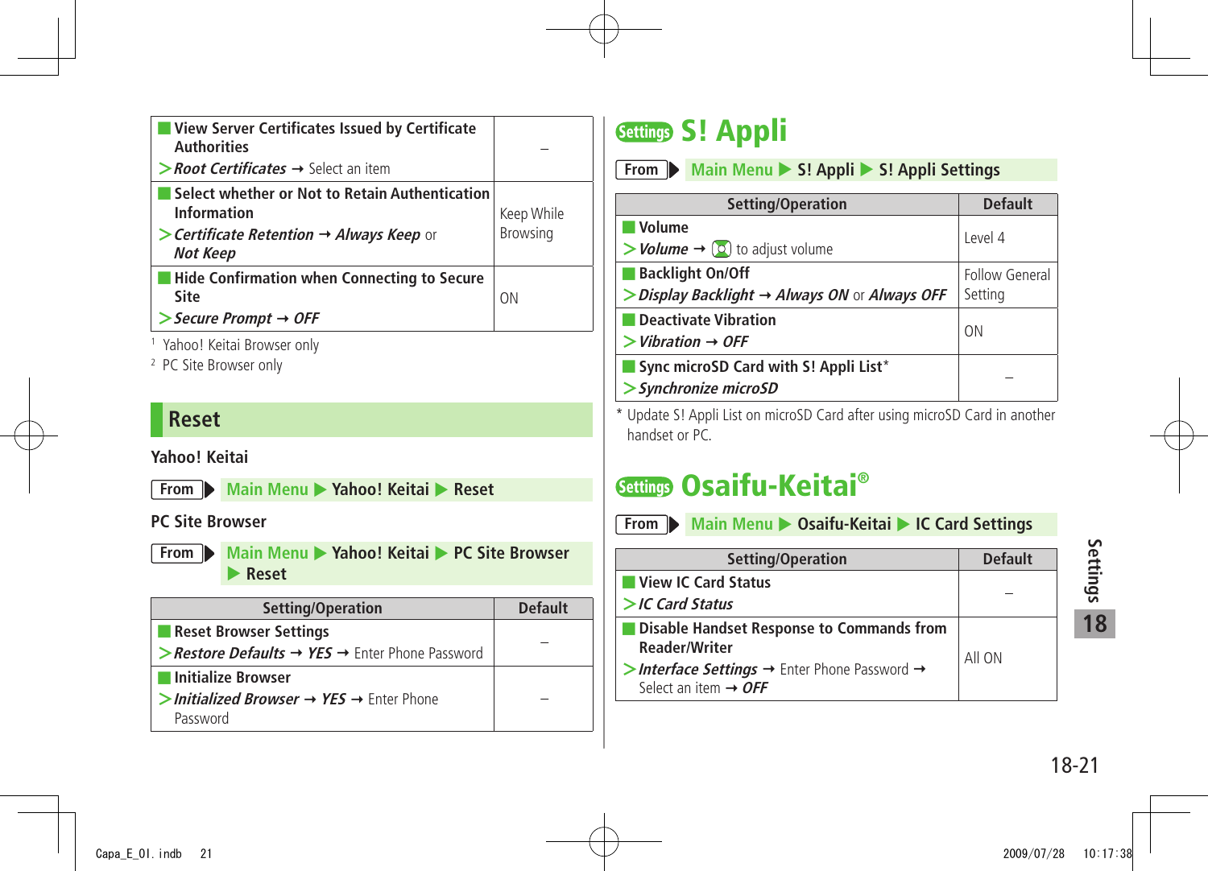| Setting/Operation | Default |
|---|---|
| **View Server Certificates Issued by Certificate Authorities**<br>> *Root Certificates* → Select an item | – |
| **Select whether or Not to Retain Authentication Information**<br>> *Certificate Retention* → *Always Keep* or *Not Keep* | Keep While Browsing |
| **Hide Confirmation when Connecting to Secure Site**<br>> *Secure Prompt* → *OFF* | ON |

1 Yahoo! Keitai Browser only
2 PC Site Browser only

## Reset

**Yahoo! Keitai**

From ▶ Main Menu ▶ Yahoo! Keitai ▶ Reset

**PC Site Browser**

From ▶ Main Menu ▶ Yahoo! Keitai ▶ PC Site Browser ▶ Reset

| Setting/Operation | Default |
|---|---|
| **Reset Browser Settings**<br>> *Restore Defaults* → *YES* → Enter Phone Password | – |
| **Initialize Browser**<br>> *Initialized Browser* → *YES* → Enter Phone Password | – |

## Settings S! Appli

From ▶ Main Menu ▶ S! Appli ▶ S! Appli Settings

| Setting/Operation | Default |
|---|---|
| **Volume**<br>> *Volume* → Ⓢ to adjust volume | Level 4 |
| **Backlight On/Off**<br>> *Display Backlight* → *Always ON* or *Always OFF* | Follow General Setting |
| **Deactivate Vibration**<br>> *Vibration* → *OFF* | ON |
| **Sync microSD Card with S! Appli List***<br>> *Synchronize microSD* | – |

\* Update S! Appli List on microSD Card after using microSD Card in another handset or PC.

## Settings Osaifu-Keitai®

From ▶ Main Menu ▶ Osaifu-Keitai ▶ IC Card Settings

| Setting/Operation | Default |
|---|---|
| **View IC Card Status**<br>> *IC Card Status* | – |
| **Disable Handset Response to Commands from Reader/Writer**<br>> *Interface Settings* → Enter Phone Password → Select an item → *OFF* | All ON |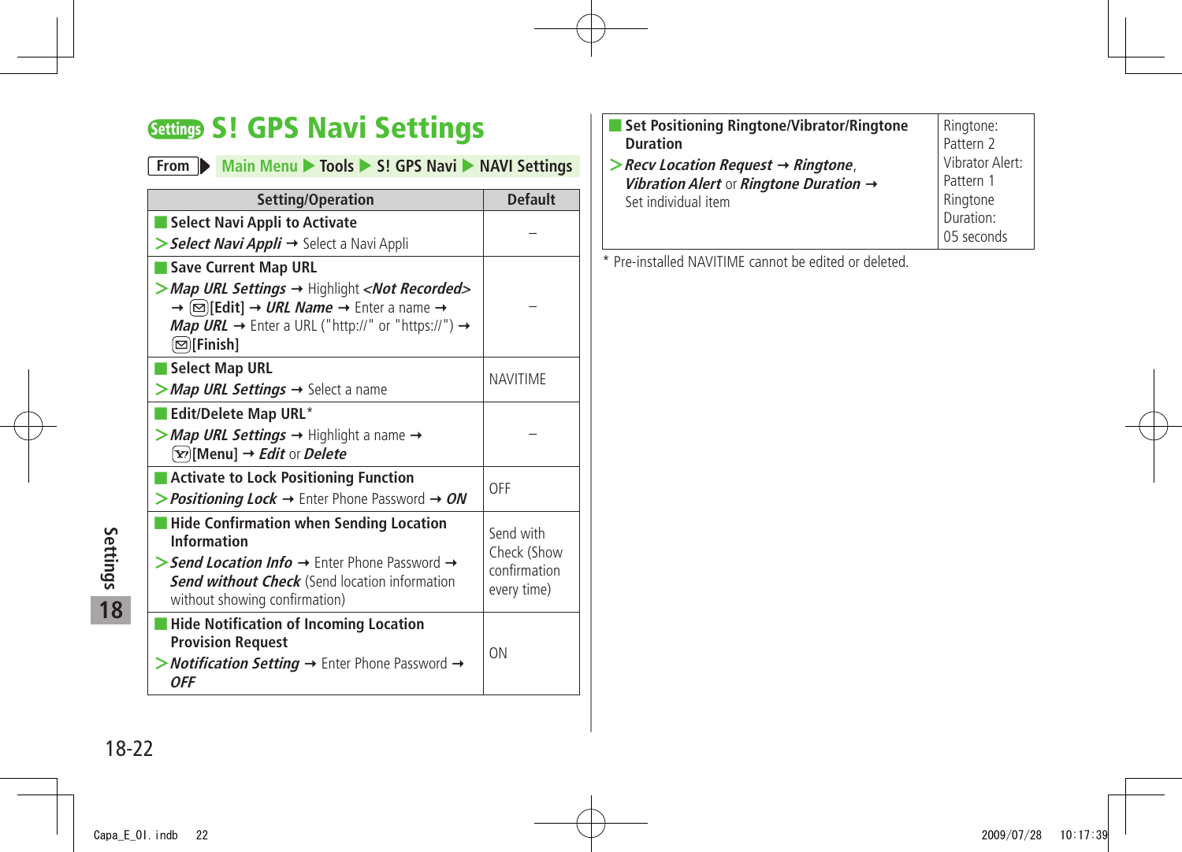# Settings S! GPS Navi Settings

**From** ▶ Main Menu ▶ Tools ▶ S! GPS Navi ▶ NAVI Settings

| Setting/Operation | Default |
|---|---|
| ■ **Select Navi Appli to Activate**<br>> ***Select Navi Appli*** → Select a Navi Appli | – |
| ■ **Save Current Map URL**<br>> ***Map URL Settings*** → Highlight ***<Not Recorded>*** → [Edit] → ***URL Name*** → Enter a name → ***Map URL*** → Enter a URL ("http://" or "https://") → [Finish] | – |
| ■ **Select Map URL**<br>> ***Map URL Settings*** → Select a name | NAVITIME |
| ■ **Edit/Delete Map URL***<br>> ***Map URL Settings*** → Highlight a name → [Menu] → ***Edit*** or ***Delete*** | – |
| ■ **Activate to Lock Positioning Function**<br>> ***Positioning Lock*** → Enter Phone Password → ***ON*** | OFF |
| ■ **Hide Confirmation when Sending Location Information**<br>> ***Send Location Info*** → Enter Phone Password → ***Send without Check*** (Send location information without showing confirmation) | Send with Check (Show confirmation every time) |
| ■ **Hide Notification of Incoming Location Provision Request**<br>> ***Notification Setting*** → Enter Phone Password → ***OFF*** | ON |
| ■ **Set Positioning Ringtone/Vibrator/Ringtone Duration**<br>> ***Recv Location Request*** → ***Ringtone***, ***Vibration Alert*** or ***Ringtone Duration*** → Set individual item | Ringtone: Pattern 2<br>Vibrator Alert: Pattern 1<br>Ringtone Duration: 05 seconds |

* Pre-installed NAVITIME cannot be edited or deleted.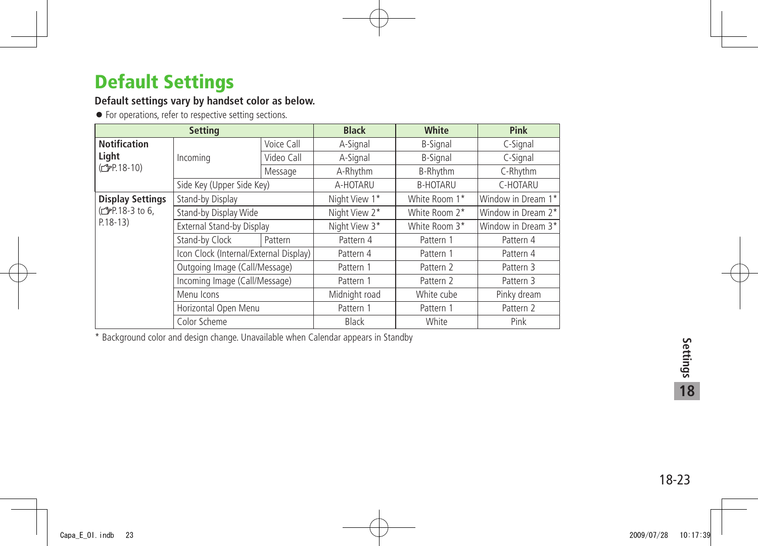# Default Settings

**Default settings vary by handset color as below.**

- For operations, refer to respective setting sections.

| Setting | | | Black | White | Pink |
|---|---|---|---|---|---|
| **Notification Light** (☞P.18-10) | Incoming | Voice Call | A-Signal | B-Signal | C-Signal |
| | | Video Call | A-Signal | B-Signal | C-Signal |
| | | Message | A-Rhythm | B-Rhythm | C-Rhythm |
| | Side Key (Upper Side Key) | | A-HOTARU | B-HOTARU | C-HOTARU |
| **Display Settings** (☞P.18-3 to 6, P.18-13) | Stand-by Display | | Night View 1* | White Room 1* | Window in Dream 1* |
| | Stand-by Display Wide | | Night View 2* | White Room 2* | Window in Dream 2* |
| | External Stand-by Display | | Night View 3* | White Room 3* | Window in Dream 3* |
| | Stand-by Clock | Pattern | Pattern 4 | Pattern 1 | Pattern 4 |
| | Icon Clock (Internal/External Display) | | Pattern 4 | Pattern 1 | Pattern 4 |
| | Outgoing Image (Call/Message) | | Pattern 1 | Pattern 2 | Pattern 3 |
| | Incoming Image (Call/Message) | | Pattern 1 | Pattern 2 | Pattern 3 |
| | Menu Icons | | Midnight road | White cube | Pinky dream |
| | Horizontal Open Menu | | Pattern 1 | Pattern 1 | Pattern 2 |
| | Color Scheme | | Black | White | Pink |

* Background color and design change. Unavailable when Calendar appears in Standby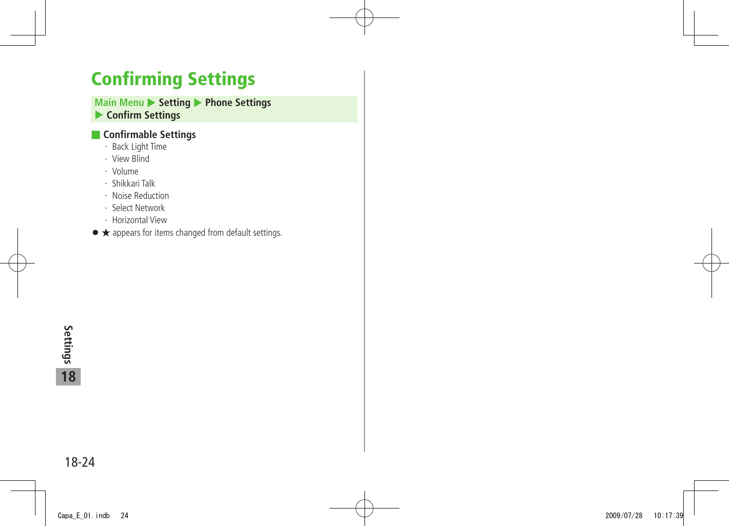# Confirming Settings

**Main Menu ▶ Setting ▶ Phone Settings ▶ Confirm Settings**

## Confirmable Settings

- Back Light Time
- View Blind
- Volume
- Shikkari Talk
- Noise Reduction
- Select Network
- Horizontal View

● ★ appears for items changed from default settings.